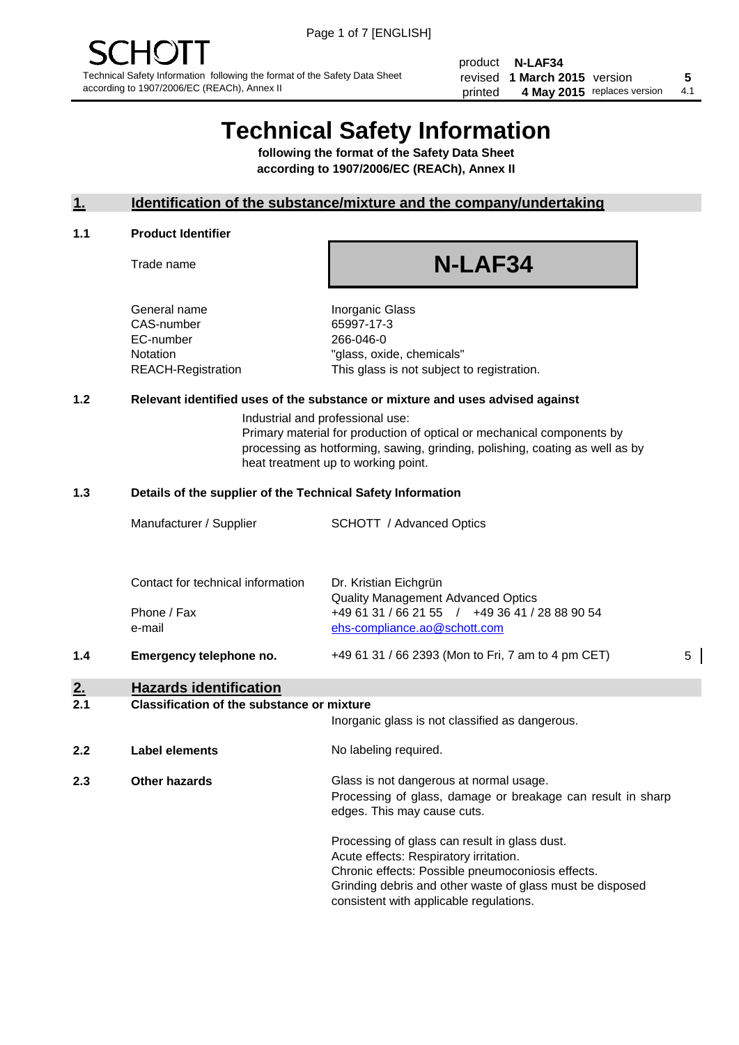SCHOTT

Technical Safety Information following the format of the Safety Data Sheet according to 1907/2006/EC (REACh), Annex II

| | | | |
|---|---|---|---|
| product | **N-LAF34** | | |
| revised | **1 March 2015** | version | **5** |
| printed | **4 May 2015** | replaces version | 4.1 |

# Technical Safety Information

**following the format of the Safety Data Sheet according to 1907/2006/EC (REACh), Annex II**

## 1. Identification of the substance/mixture and the company/undertaking

### 1.1 Product Identifier

| | |
|---|---|
| Trade name | **N-LAF34** |
| General name | Inorganic Glass |
| CAS-number | 65997-17-3 |
| EC-number | 266-046-0 |
| Notation | "glass, oxide, chemicals" |
| REACH-Registration | This glass is not subject to registration. |

### 1.2 Relevant identified uses of the substance or mixture and uses advised against

Industrial and professional use:
Primary material for production of optical or mechanical components by processing as hotforming, sawing, grinding, polishing, coating as well as by heat treatment up to working point.

### 1.3 Details of the supplier of the Technical Safety Information

| | |
|---|---|
| Manufacturer / Supplier | SCHOTT / Advanced Optics |
| Contact for technical information | Dr. Kristian Eichgrün<br>Quality Management Advanced Optics |
| Phone / Fax | +49 61 31 / 66 21 55 / +49 36 41 / 28 88 90 54 |
| e-mail | ehs-compliance.ao@schott.com |

### 1.4 Emergency telephone no.

+49 61 31 / 66 2393 (Mon to Fri, 7 am to 4 pm CET) 5

## 2. Hazards identification

### 2.1 Classification of the substance or mixture

Inorganic glass is not classified as dangerous.

### 2.2 Label elements

No labeling required.

### 2.3 Other hazards

Glass is not dangerous at normal usage.
Processing of glass, damage or breakage can result in sharp edges. This may cause cuts.

Processing of glass can result in glass dust.
Acute effects: Respiratory irritation.
Chronic effects: Possible pneumoconiosis effects.
Grinding debris and other waste of glass must be disposed consistent with applicable regulations.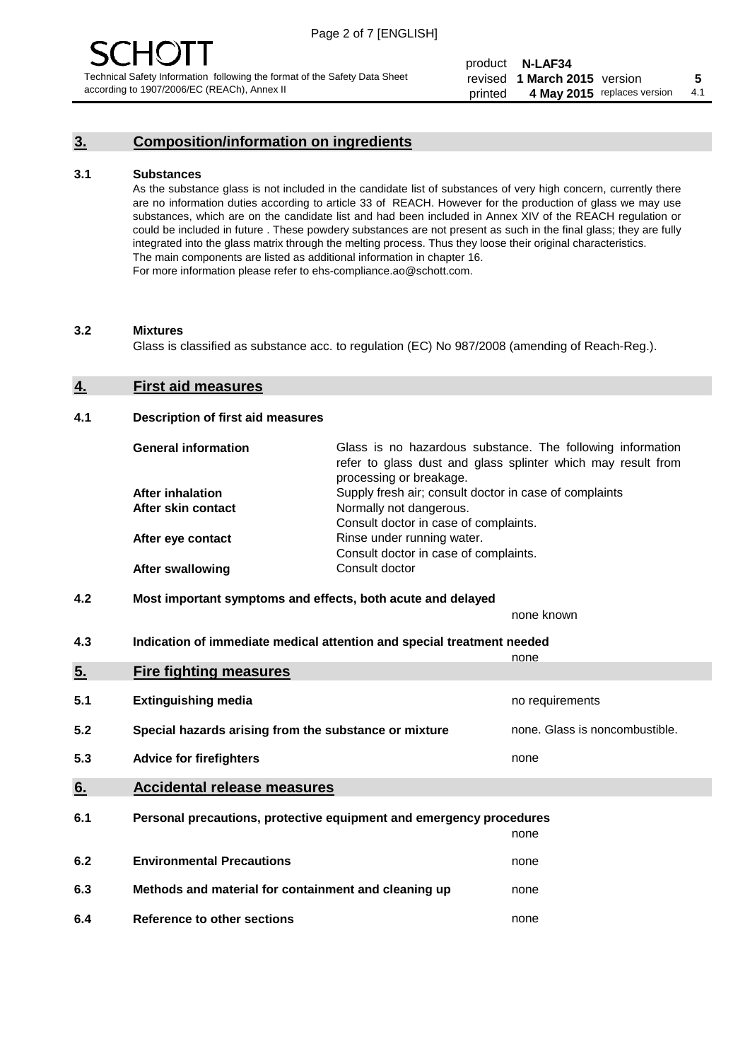## 3. Composition/information on ingredients

### 3.1 Substances

As the substance glass is not included in the candidate list of substances of very high concern, currently there are no information duties according to article 33 of REACH. However for the production of glass we may use substances, which are on the candidate list and had been included in Annex XIV of the REACH regulation or could be included in future . These powdery substances are not present as such in the final glass; they are fully integrated into the glass matrix through the melting process. Thus they loose their original characteristics. The main components are listed as additional information in chapter 16.
For more information please refer to ehs-compliance.ao@schott.com.

### 3.2 Mixtures

Glass is classified as substance acc. to regulation (EC) No 987/2008 (amending of Reach-Reg.).

## 4. First aid measures

### 4.1 Description of first aid measures

| | |
|---|---|
| **General information** | Glass is no hazardous substance. The following information refer to glass dust and glass splinter which may result from processing or breakage. |
| **After inhalation** | Supply fresh air; consult doctor in case of complaints |
| **After skin contact** | Normally not dangerous.<br>Consult doctor in case of complaints. |
| **After eye contact** | Rinse under running water.<br>Consult doctor in case of complaints. |
| **After swallowing** | Consult doctor |

### 4.2 Most important symptoms and effects, both acute and delayed

none known

### 4.3 Indication of immediate medical attention and special treatment needed

none

## 5. Fire fighting measures

| | | |
|---|---|---|
| 5.1 | **Extinguishing media** | no requirements |
| 5.2 | **Special hazards arising from the substance or mixture** | none. Glass is noncombustible. |
| 5.3 | **Advice for firefighters** | none |

## 6. Accidental release measures

| | | |
|---|---|---|
| 6.1 | **Personal precautions, protective equipment and emergency procedures** | none |
| 6.2 | **Environmental Precautions** | none |
| 6.3 | **Methods and material for containment and cleaning up** | none |
| 6.4 | **Reference to other sections** | none |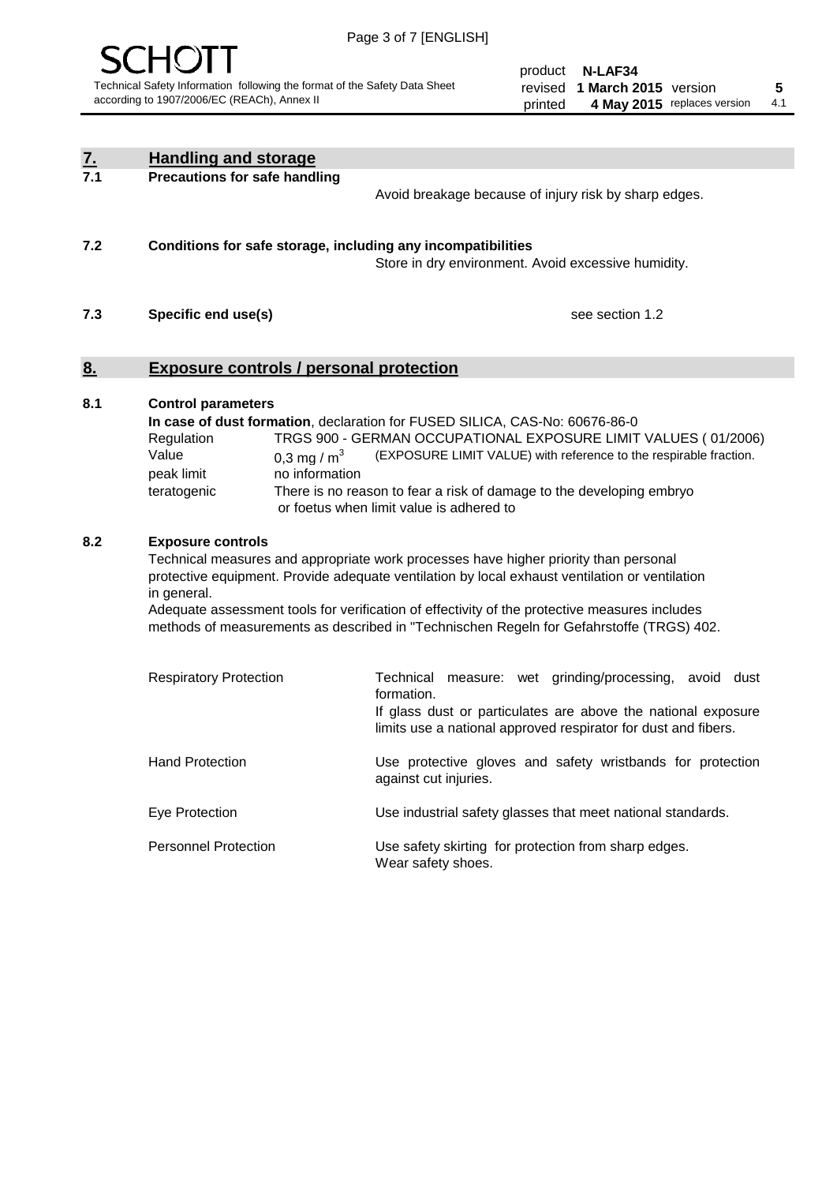## 7. Handling and storage

### 7.1 Precautions for safe handling

Avoid breakage because of injury risk by sharp edges.

### 7.2 Conditions for safe storage, including any incompatibilities

Store in dry environment. Avoid excessive humidity.

### 7.3 Specific end use(s)

see section 1.2

## 8. Exposure controls / personal protection

### 8.1 Control parameters

**In case of dust formation**, declaration for FUSED SILICA, CAS-No: 60676-86-0

| | | |
|---|---|---|
| Regulation | TRGS 900 - GERMAN OCCUPATIONAL EXPOSURE LIMIT VALUES ( 01/2006) | |
| Value | 0,3 mg / $m^3$ | (EXPOSURE LIMIT VALUE) with reference to the respirable fraction. |
| peak limit | no information | |
| teratogenic | There is no reason to fear a risk of damage to the developing embryo or foetus when limit value is adhered to | |

### 8.2 Exposure controls

Technical measures and appropriate work processes have higher priority than personal protective equipment. Provide adequate ventilation by local exhaust ventilation or ventilation in general.

Adequate assessment tools for verification of effectivity of the protective measures includes methods of measurements as described in "Technischen Regeln for Gefahrstoffe (TRGS) 402.

| | |
|---|---|
| Respiratory Protection | Technical measure: wet grinding/processing, avoid dust formation. If glass dust or particulates are above the national exposure limits use a national approved respirator for dust and fibers. |
| Hand Protection | Use protective gloves and safety wristbands for protection against cut injuries. |
| Eye Protection | Use industrial safety glasses that meet national standards. |
| Personnel Protection | Use safety skirting for protection from sharp edges. Wear safety shoes. |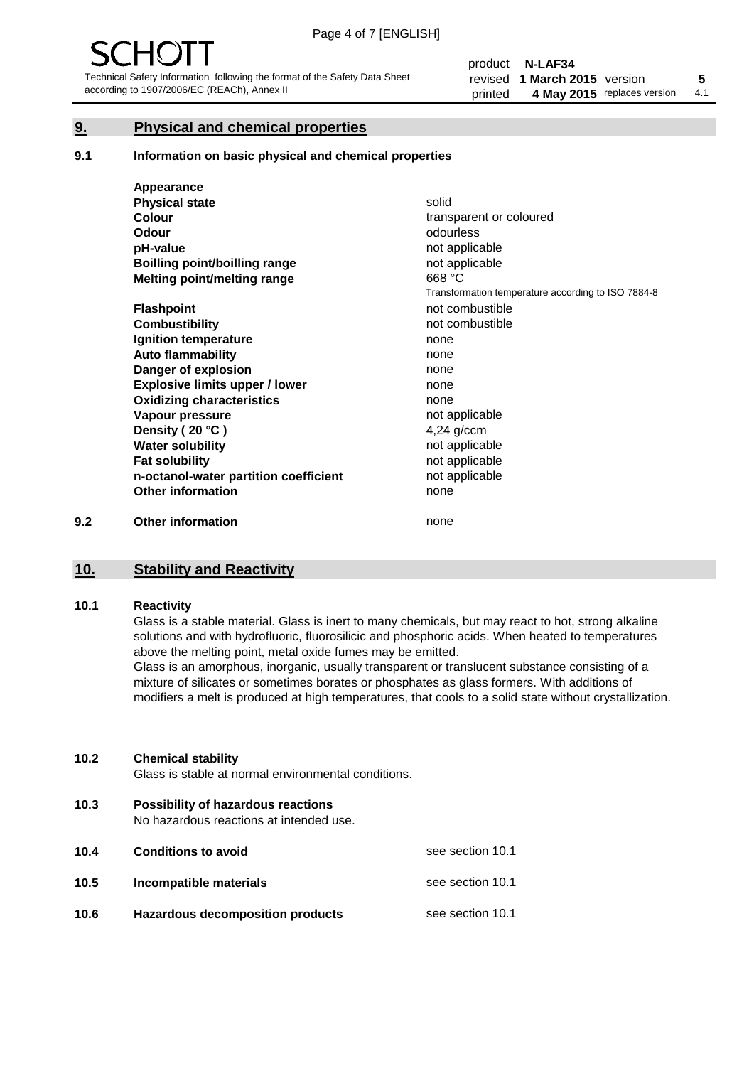## 9. Physical and chemical properties

### 9.1 Information on basic physical and chemical properties

| | |
|---|---|
| **Appearance** | |
| **Physical state** | solid |
| **Colour** | transparent or coloured |
| **Odour** | odourless |
| **pH-value** | not applicable |
| **Boilling point/boilling range** | not applicable |
| **Melting point/melting range** | 668 °C<br>Transformation temperature according to ISO 7884-8 |
| **Flashpoint** | not combustible |
| **Combustibility** | not combustible |
| **Ignition temperature** | none |
| **Auto flammability** | none |
| **Danger of explosion** | none |
| **Explosive limits upper / lower** | none |
| **Oxidizing characteristics** | none |
| **Vapour pressure** | not applicable |
| **Density ( 20 °C )** | 4,24 g/ccm |
| **Water solubility** | not applicable |
| **Fat solubility** | not applicable |
| **n-octanol-water partition coefficient** | not applicable |
| **Other information** | none |

### 9.2 Other information

none

## 10. Stability and Reactivity

### 10.1 Reactivity

Glass is a stable material. Glass is inert to many chemicals, but may react to hot, strong alkaline solutions and with hydrofluoric, fluorosilicic and phosphoric acids. When heated to temperatures above the melting point, metal oxide fumes may be emitted.

Glass is an amorphous, inorganic, usually transparent or translucent substance consisting of a mixture of silicates or sometimes borates or phosphates as glass formers. With additions of modifiers a melt is produced at high temperatures, that cools to a solid state without crystallization.

### 10.2 Chemical stability

Glass is stable at normal environmental conditions.

### 10.3 Possibility of hazardous reactions

No hazardous reactions at intended use.

### 10.4 Conditions to avoid

see section 10.1

### 10.5 Incompatible materials

see section 10.1

### 10.6 Hazardous decomposition products

see section 10.1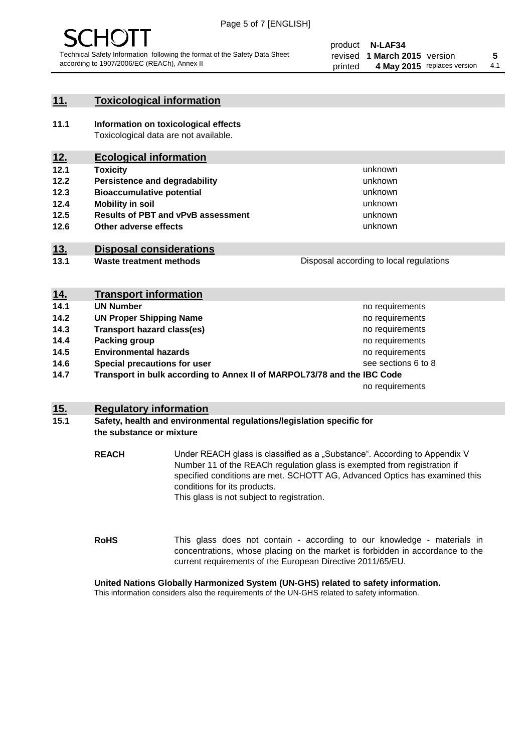## 11. Toxicological information

**11.1 Information on toxicological effects**
Toxicological data are not available.

## 12. Ecological information

| | | |
|---|---|---|
| **12.1** | **Toxicity** | unknown |
| **12.2** | **Persistence and degradability** | unknown |
| **12.3** | **Bioaccumulative potential** | unknown |
| **12.4** | **Mobility in soil** | unknown |
| **12.5** | **Results of PBT and vPvB assessment** | unknown |
| **12.6** | **Other adverse effects** | unknown |

## 13. Disposal considerations

| | | |
|---|---|---|
| **13.1** | **Waste treatment methods** | Disposal according to local regulations |

## 14. Transport information

| | | |
|---|---|---|
| **14.1** | **UN Number** | no requirements |
| **14.2** | **UN Proper Shipping Name** | no requirements |
| **14.3** | **Transport hazard class(es)** | no requirements |
| **14.4** | **Packing group** | no requirements |
| **14.5** | **Environmental hazards** | no requirements |
| **14.6** | **Special precautions for user** | see sections 6 to 8 |
| **14.7** | **Transport in bulk according to Annex II of MARPOL73/78 and the IBC Code** | no requirements |

## 15. Regulatory information

**15.1 Safety, health and environmental regulations/legislation specific for the substance or mixture**

**REACH** Under REACH glass is classified as a „Substance". According to Appendix V Number 11 of the REACh regulation glass is exempted from registration if specified conditions are met. SCHOTT AG, Advanced Optics has examined this conditions for its products.
This glass is not subject to registration.

**RoHS** This glass does not contain - according to our knowledge - materials in concentrations, whose placing on the market is forbidden in accordance to the current requirements of the European Directive 2011/65/EU.

**United Nations Globally Harmonized System (UN-GHS) related to safety information.**
This information considers also the requirements of the UN-GHS related to safety information.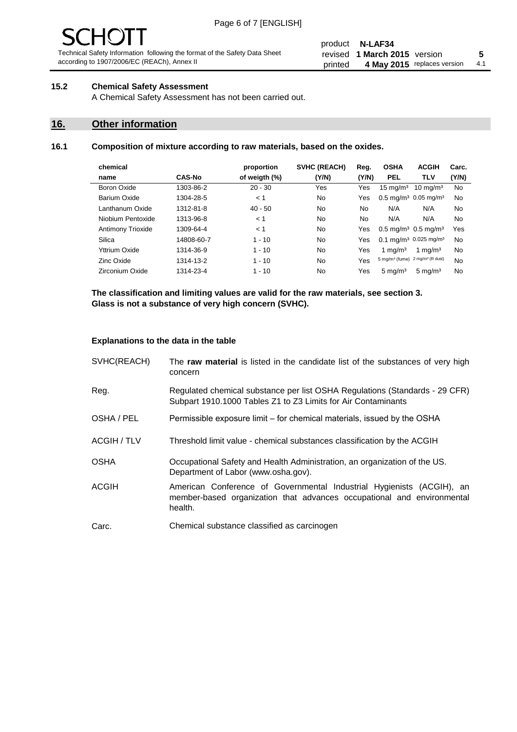### 15.2 Chemical Safety Assessment

A Chemical Safety Assessment has not been carried out.

## 16. Other information

### 16.1 Composition of mixture according to raw materials, based on the oxides.

| chemical name | CAS-No | proportion of weigth (%) | SVHC (REACH) (Y/N) | Reg. (Y/N) | OSHA PEL | ACGIH TLV | Carc. (Y/N) |
|---|---|---|---|---|---|---|---|
| Boron Oxide | 1303-86-2 | 20 - 30 | Yes | Yes | 15 mg/m³ | 10 mg/m³ | No |
| Barium Oxide | 1304-28-5 | < 1 | No | Yes | 0.5 mg/m³ | 0.05 mg/m³ | No |
| Lanthanum Oxide | 1312-81-8 | 40 - 50 | No | No | N/A | N/A | No |
| Niobium Pentoxide | 1313-96-8 | < 1 | No | No | N/A | N/A | No |
| Antimony Trioxide | 1309-64-4 | < 1 | No | Yes | 0.5 mg/m³ | 0.5 mg/m³ | Yes |
| Silica | 14808-60-7 | 1 - 10 | No | Yes | 0.1 mg/m³ | 0.025 mg/m³ | No |
| Yttrium Oxide | 1314-36-9 | 1 - 10 | No | Yes | 1 mg/m³ | 1 mg/m³ | No |
| Zinc Oxide | 1314-13-2 | 1 - 10 | No | Yes | 5 mg/m³ (fume) | 2 mg/m³ (R dust) | No |
| Zirconium Oxide | 1314-23-4 | 1 - 10 | No | Yes | 5 mg/m³ | 5 mg/m³ | No |

**The classification and limiting values are valid for the raw materials, see section 3.**
**Glass is not a substance of very high concern (SVHC).**

**Explanations to the data in the table**

| | |
|---|---|
| SVHC(REACH) | The **raw material** is listed in the candidate list of the substances of very high concern |
| Reg. | Regulated chemical substance per list OSHA Regulations (Standards - 29 CFR) Subpart 1910.1000 Tables Z1 to Z3 Limits for Air Contaminants |
| OSHA / PEL | Permissible exposure limit – for chemical materials, issued by the OSHA |
| ACGIH / TLV | Threshold limit value - chemical substances classification by the ACGIH |
| OSHA | Occupational Safety and Health Administration, an organization of the US. Department of Labor (www.osha.gov). |
| ACGIH | American Conference of Governmental Industrial Hygienists (ACGIH), an member-based organization that advances occupational and environmental health. |
| Carc. | Chemical substance classified as carcinogen |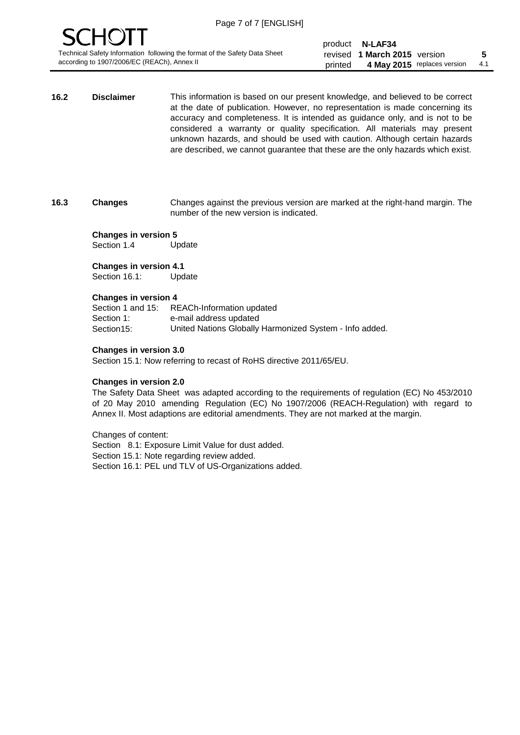## 16.2 Disclaimer

This information is based on our present knowledge, and believed to be correct at the date of publication. However, no representation is made concerning its accuracy and completeness. It is intended as guidance only, and is not to be considered a warranty or quality specification. All materials may present unknown hazards, and should be used with caution. Although certain hazards are described, we cannot guarantee that these are the only hazards which exist.

## 16.3 Changes

Changes against the previous version are marked at the right-hand margin. The number of the new version is indicated.

**Changes in version 5**

Section 1.4 Update

**Changes in version 4.1**

Section 16.1: Update

**Changes in version 4**

| | |
|---|---|
| Section 1 and 15: | REACh-Information updated |
| Section 1: | e-mail address updated |
| Section15: | United Nations Globally Harmonized System - Info added. |

**Changes in version 3.0**

Section 15.1: Now referring to recast of RoHS directive 2011/65/EU.

**Changes in version 2.0**

The Safety Data Sheet was adapted according to the requirements of regulation (EC) No 453/2010 of 20 May 2010 amending Regulation (EC) No 1907/2006 (REACH-Regulation) with regard to Annex II. Most adaptions are editorial amendments. They are not marked at the margin.

Changes of content:
Section 8.1: Exposure Limit Value for dust added.
Section 15.1: Note regarding review added.
Section 16.1: PEL und TLV of US-Organizations added.